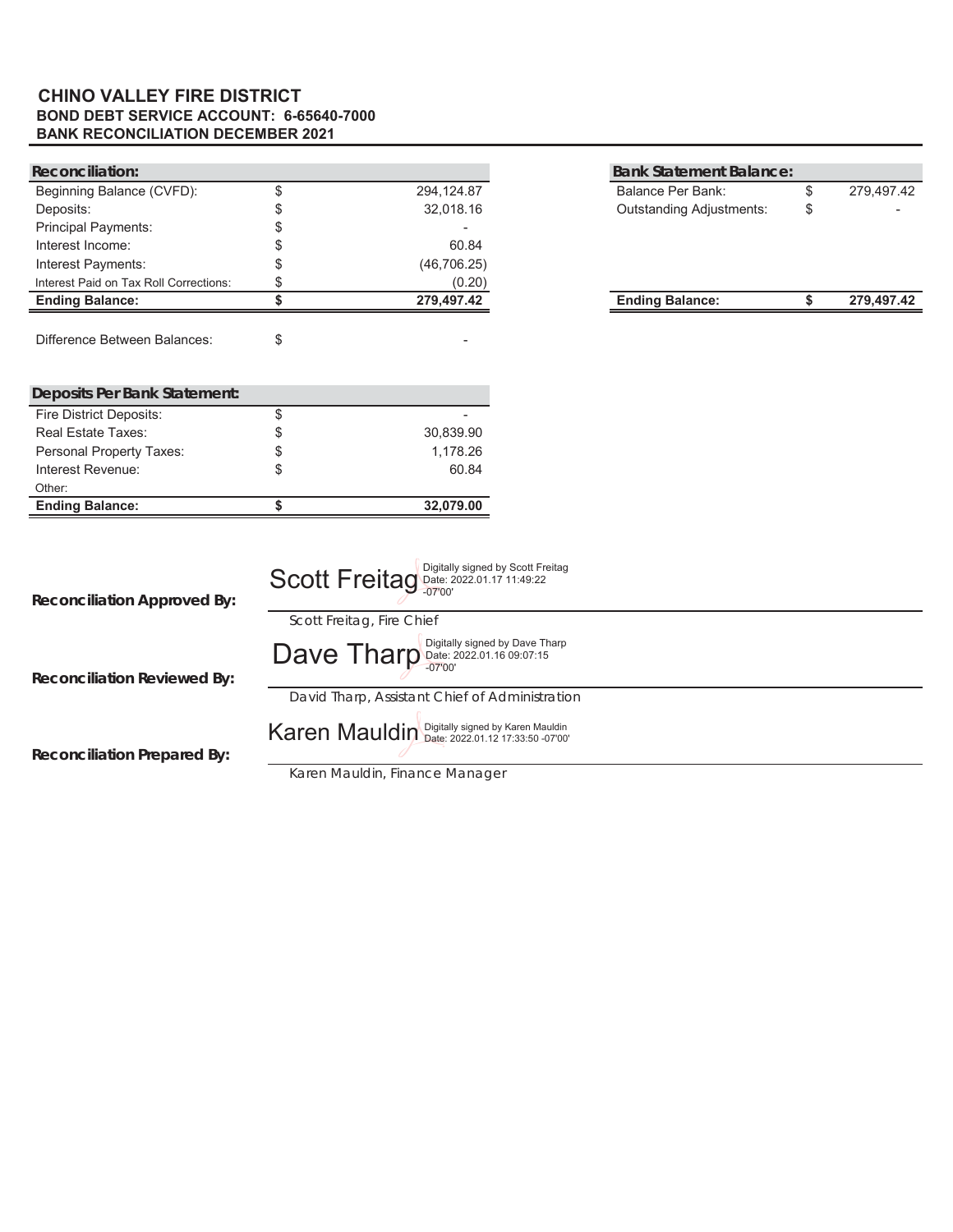# CHINO VALLEY FIRE DISTRICT

**BOND DEBT SERVICE ACCOUNT: 6-65640-7000**

**BANK RECONCILIATION DECEMBER 2021**

| Reconciliation: | | |
|---|---|---|
| Beginning Balance (CVFD): | $ | 294,124.87 |
| Deposits: | $ | 32,018.16 |
| Principal Payments: | $ | - |
| Interest Income: | $ | 60.84 |
| Interest Payments: | $ | (46,706.25) |
| Interest Paid on Tax Roll Corrections: | $ | (0.20) |
| **Ending Balance:** | **$** | **279,497.42** |

| Bank Statement Balance: | | |
|---|---|---|
| Balance Per Bank: | $ | 279,497.42 |
| Outstanding Adjustments: | $ | - |
| **Ending Balance:** | **$** | **279,497.42** |

Difference Between Balances: $ -

| Deposits Per Bank Statement: | | |
|---|---|---|
| Fire District Deposits: | $ | - |
| Real Estate Taxes: | $ | 30,839.90 |
| Personal Property Taxes: | $ | 1,178.26 |
| Interest Revenue: | $ | 60.84 |
| Other: | | |
| **Ending Balance:** | **$** | **32,079.00** |

**Reconciliation Approved By:**

Scott Freitag — Digitally signed by Scott Freitag Date: 2022.01.17 11:49:22 -07'00'

Scott Freitag, Fire Chief

**Reconciliation Reviewed By:**

Dave Tharp — Digitally signed by Dave Tharp Date: 2022.01.16 09:07:15 -07'00'

David Tharp, Assistant Chief of Administration

**Reconciliation Prepared By:**

Karen Mauldin — Digitally signed by Karen Mauldin Date: 2022.01.12 17:33:50 -07'00'

Karen Mauldin, Finance Manager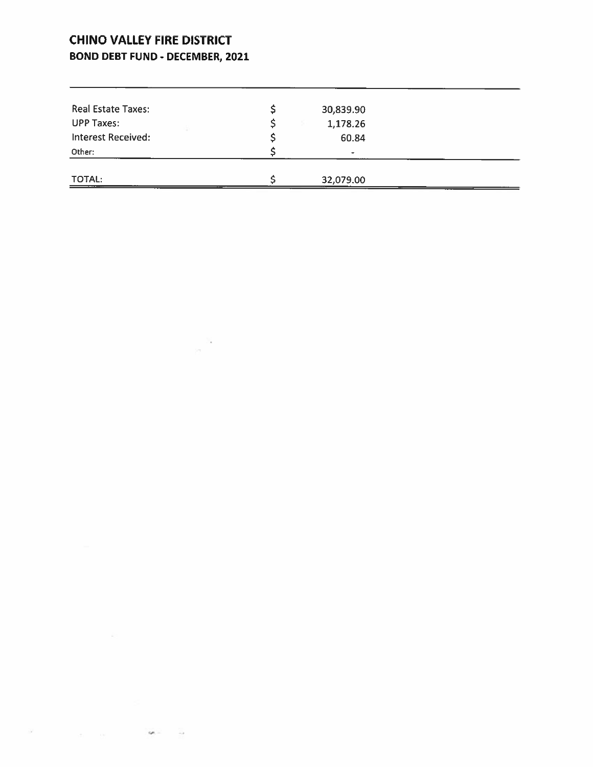# CHINO VALLEY FIRE DISTRICT

## BOND DEBT FUND - DECEMBER, 2021

| | | |
|---|---|---|
| Real Estate Taxes: | $ | 30,839.90 |
| UPP Taxes: | $ | 1,178.26 |
| Interest Received: | $ | 60.84 |
| Other: | $ | - |
| TOTAL: | $ | 32,079.00 |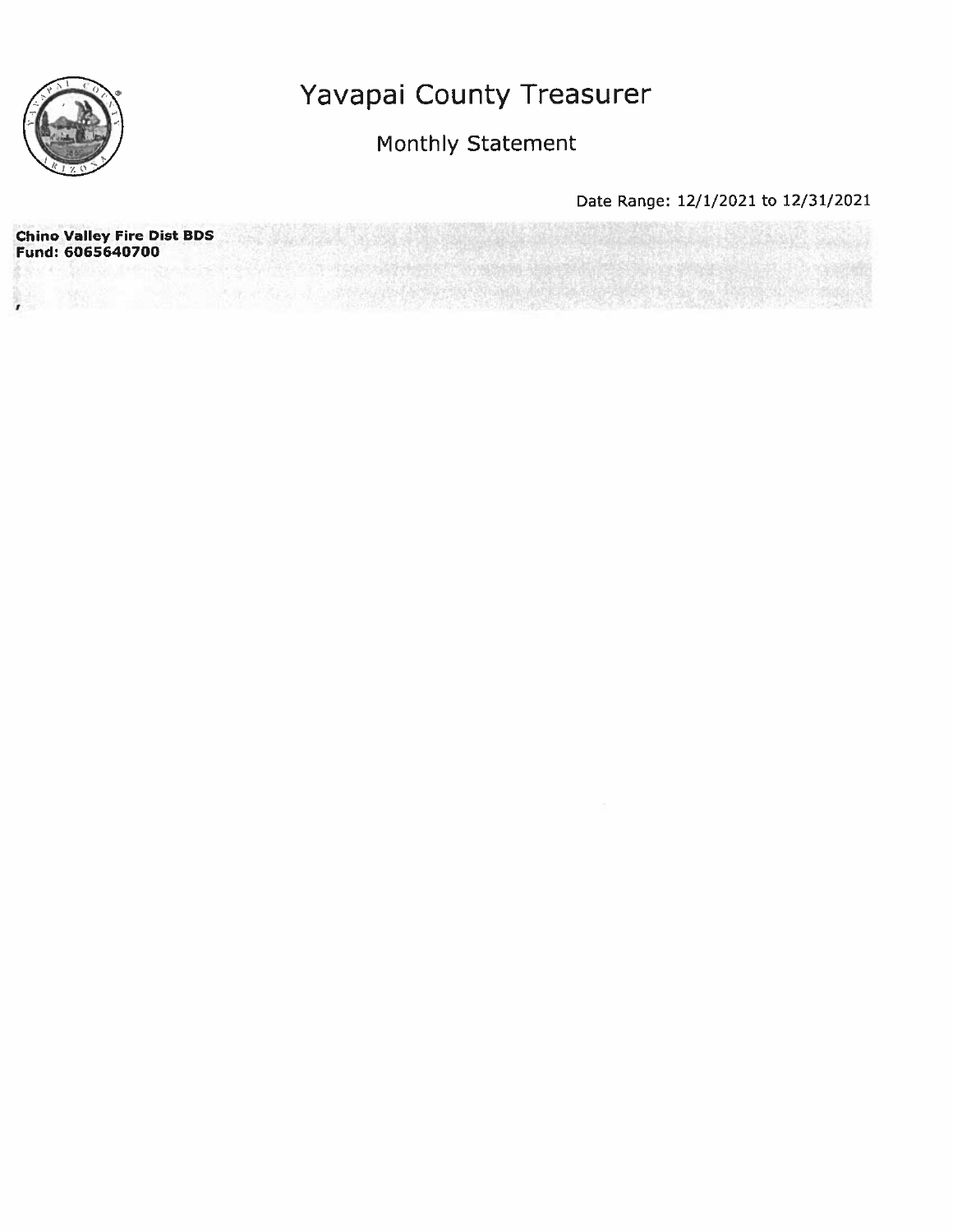# Yavapai County Treasurer

## Monthly Statement

Date Range: 12/1/2021 to 12/31/2021

**Chino Valley Fire Dist BDS**
**Fund: 6065640700**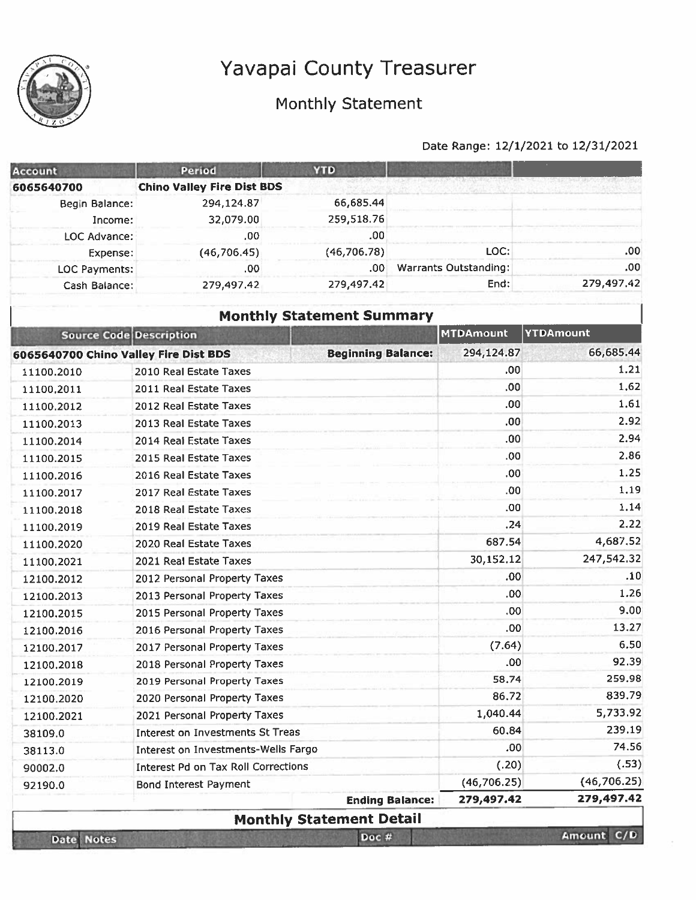# Yavapai County Treasurer

## Monthly Statement

Date Range: 12/1/2021 to 12/31/2021

| Account | Period | YTD | | |
|---|---|---|---|---|
| 6065640700 | Chino Valley Fire Dist BDS | | | |
| Begin Balance: | 294,124.87 | 66,685.44 | | |
| Income: | 32,079.00 | 259,518.76 | | |
| LOC Advance: | .00 | .00 | | |
| Expense: | (46,706.45) | (46,706.78) | LOC: | .00 |
| LOC Payments: | .00 | .00 | Warrants Outstanding: | .00 |
| Cash Balance: | 279,497.42 | 279,497.42 | End: | 279,497.42 |

### Monthly Statement Summary

| Source Code | Description | | MTDAmount | YTDAmount |
|---|---|---|---|---|
| 6065640700 Chino Valley Fire Dist BDS | | Beginning Balance: | 294,124.87 | 66,685.44 |
| 11100.2010 | 2010 Real Estate Taxes | | .00 | 1.21 |
| 11100.2011 | 2011 Real Estate Taxes | | .00 | 1.62 |
| 11100.2012 | 2012 Real Estate Taxes | | .00 | 1.61 |
| 11100.2013 | 2013 Real Estate Taxes | | .00 | 2.92 |
| 11100.2014 | 2014 Real Estate Taxes | | .00 | 2.94 |
| 11100.2015 | 2015 Real Estate Taxes | | .00 | 2.86 |
| 11100.2016 | 2016 Real Estate Taxes | | .00 | 1.25 |
| 11100.2017 | 2017 Real Estate Taxes | | .00 | 1.19 |
| 11100.2018 | 2018 Real Estate Taxes | | .00 | 1.14 |
| 11100.2019 | 2019 Real Estate Taxes | | .24 | 2.22 |
| 11100.2020 | 2020 Real Estate Taxes | | 687.54 | 4,687.52 |
| 11100.2021 | 2021 Real Estate Taxes | | 30,152.12 | 247,542.32 |
| 12100.2012 | 2012 Personal Property Taxes | | .00 | .10 |
| 12100.2013 | 2013 Personal Property Taxes | | .00 | 1.26 |
| 12100.2015 | 2015 Personal Property Taxes | | .00 | 9.00 |
| 12100.2016 | 2016 Personal Property Taxes | | .00 | 13.27 |
| 12100.2017 | 2017 Personal Property Taxes | | (7.64) | 6.50 |
| 12100.2018 | 2018 Personal Property Taxes | | .00 | 92.39 |
| 12100.2019 | 2019 Personal Property Taxes | | 58.74 | 259.98 |
| 12100.2020 | 2020 Personal Property Taxes | | 86.72 | 839.79 |
| 12100.2021 | 2021 Personal Property Taxes | | 1,040.44 | 5,733.92 |
| 38109.0 | Interest on Investments St Treas | | 60.84 | 239.19 |
| 38113.0 | Interest on Investments-Wells Fargo | | .00 | 74.56 |
| 90002.0 | Interest Pd on Tax Roll Corrections | | (.20) | (.53) |
| 92190.0 | Bond Interest Payment | | (46,706.25) | (46,706.25) |
| | | Ending Balance: | 279,497.42 | 279,497.42 |

### Monthly Statement Detail

| Date | Notes | Doc # | Amount | C/D |
|---|---|---|---|---|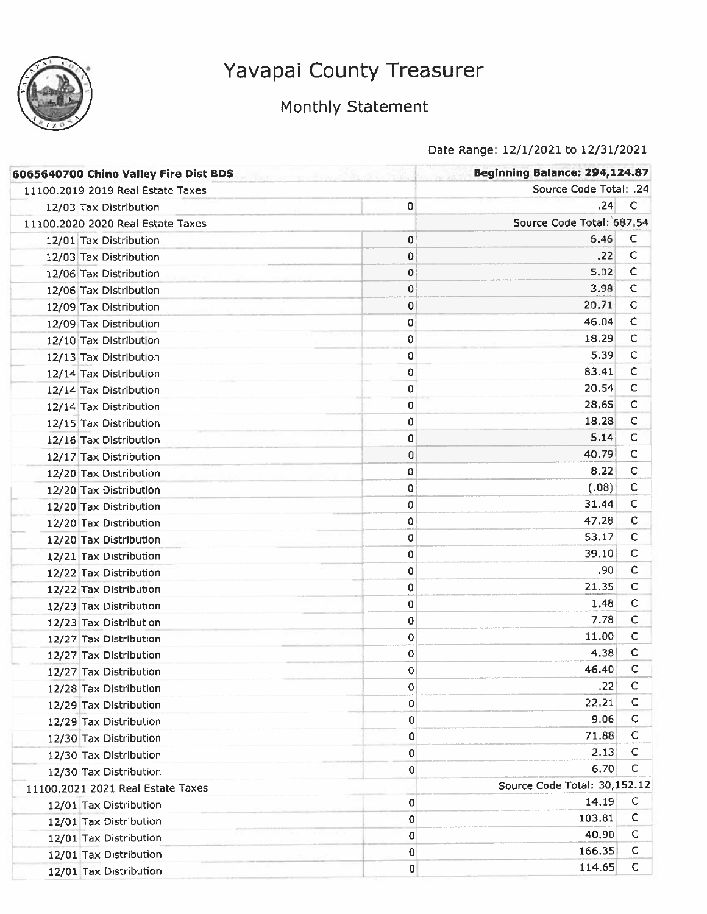# Yavapai County Treasurer

## Monthly Statement

Date Range: 12/1/2021 to 12/31/2021

| 6065640700 Chino Valley Fire Dist BDS | | | Beginning Balance: 294,124.87 | |
|---|---|---|---|---|
| 11100.2019 2019 Real Estate Taxes | | | Source Code Total: .24 | |
| 12/03 | Tax Distribution | 0 | .24 | C |
| 11100.2020 2020 Real Estate Taxes | | | Source Code Total: 687.54 | |
| 12/01 | Tax Distribution | 0 | 6.46 | C |
| 12/03 | Tax Distribution | 0 | .22 | C |
| 12/06 | Tax Distribution | 0 | 5.02 | C |
| 12/06 | Tax Distribution | 0 | 3.98 | C |
| 12/09 | Tax Distribution | 0 | 20.71 | C |
| 12/09 | Tax Distribution | 0 | 46.04 | C |
| 12/10 | Tax Distribution | 0 | 18.29 | C |
| 12/13 | Tax Distribution | 0 | 5.39 | C |
| 12/14 | Tax Distribution | 0 | 83.41 | C |
| 12/14 | Tax Distribution | 0 | 20.54 | C |
| 12/14 | Tax Distribution | 0 | 28.65 | C |
| 12/15 | Tax Distribution | 0 | 18.28 | C |
| 12/16 | Tax Distribution | 0 | 5.14 | C |
| 12/17 | Tax Distribution | 0 | 40.79 | C |
| 12/20 | Tax Distribution | 0 | 8.22 | C |
| 12/20 | Tax Distribution | 0 | (.08) | C |
| 12/20 | Tax Distribution | 0 | 31.44 | C |
| 12/20 | Tax Distribution | 0 | 47.28 | C |
| 12/20 | Tax Distribution | 0 | 53.17 | C |
| 12/21 | Tax Distribution | 0 | 39.10 | C |
| 12/22 | Tax Distribution | 0 | .90 | C |
| 12/22 | Tax Distribution | 0 | 21.35 | C |
| 12/23 | Tax Distribution | 0 | 1.48 | C |
| 12/23 | Tax Distribution | 0 | 7.78 | C |
| 12/27 | Tax Distribution | 0 | 11.00 | C |
| 12/27 | Tax Distribution | 0 | 4.38 | C |
| 12/27 | Tax Distribution | 0 | 46.40 | C |
| 12/28 | Tax Distribution | 0 | .22 | C |
| 12/29 | Tax Distribution | 0 | 22.21 | C |
| 12/29 | Tax Distribution | 0 | 9.06 | C |
| 12/30 | Tax Distribution | 0 | 71.88 | C |
| 12/30 | Tax Distribution | 0 | 2.13 | C |
| 12/30 | Tax Distribution | 0 | 6.70 | C |
| 11100.2021 2021 Real Estate Taxes | | | Source Code Total: 30,152.12 | |
| 12/01 | Tax Distribution | 0 | 14.19 | C |
| 12/01 | Tax Distribution | 0 | 103.81 | C |
| 12/01 | Tax Distribution | 0 | 40.90 | C |
| 12/01 | Tax Distribution | 0 | 166.35 | C |
| 12/01 | Tax Distribution | 0 | 114.65 | C |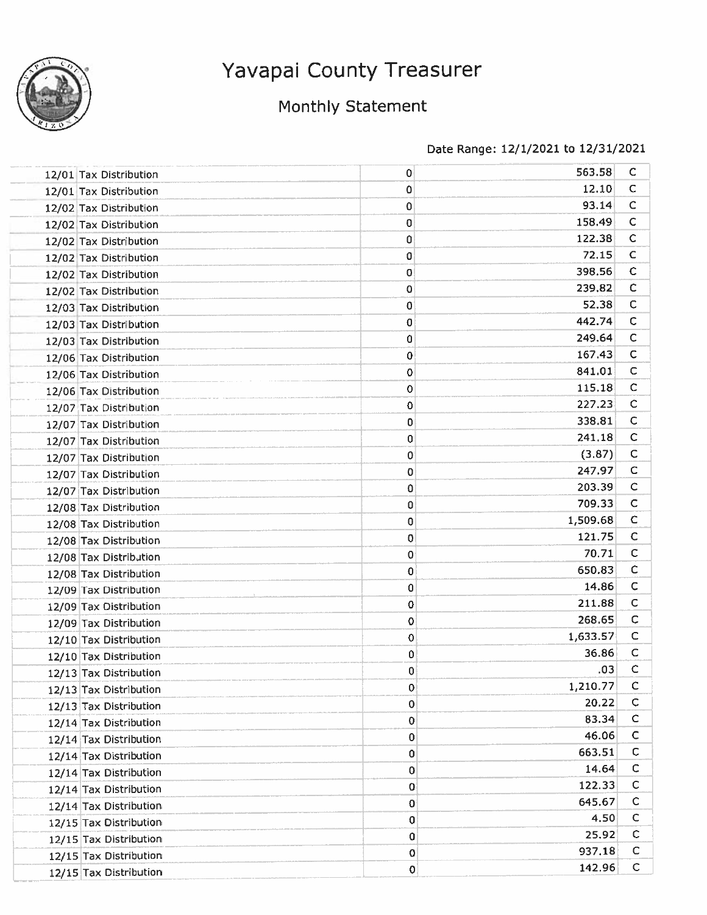# Yavapai County Treasurer

## Monthly Statement

Date Range: 12/1/2021 to 12/31/2021

| Date | Description | | Amount | |
|---|---|---|---|---|
| 12/01 | Tax Distribution | 0 | 563.58 | C |
| 12/01 | Tax Distribution | 0 | 12.10 | C |
| 12/02 | Tax Distribution | 0 | 93.14 | C |
| 12/02 | Tax Distribution | 0 | 158.49 | C |
| 12/02 | Tax Distribution | 0 | 122.38 | C |
| 12/02 | Tax Distribution | 0 | 72.15 | C |
| 12/02 | Tax Distribution | 0 | 398.56 | C |
| 12/02 | Tax Distribution | 0 | 239.82 | C |
| 12/03 | Tax Distribution | 0 | 52.38 | C |
| 12/03 | Tax Distribution | 0 | 442.74 | C |
| 12/03 | Tax Distribution | 0 | 249.64 | C |
| 12/06 | Tax Distribution | 0 | 167.43 | C |
| 12/06 | Tax Distribution | 0 | 841.01 | C |
| 12/06 | Tax Distribution | 0 | 115.18 | C |
| 12/07 | Tax Distribution | 0 | 227.23 | C |
| 12/07 | Tax Distribution | 0 | 338.81 | C |
| 12/07 | Tax Distribution | 0 | 241.18 | C |
| 12/07 | Tax Distribution | 0 | (3.87) | C |
| 12/07 | Tax Distribution | 0 | 247.97 | C |
| 12/07 | Tax Distribution | 0 | 203.39 | C |
| 12/08 | Tax Distribution | 0 | 709.33 | C |
| 12/08 | Tax Distribution | 0 | 1,509.68 | C |
| 12/08 | Tax Distribution | 0 | 121.75 | C |
| 12/08 | Tax Distribution | 0 | 70.71 | C |
| 12/08 | Tax Distribution | 0 | 650.83 | C |
| 12/09 | Tax Distribution | 0 | 14.86 | C |
| 12/09 | Tax Distribution | 0 | 211.88 | C |
| 12/09 | Tax Distribution | 0 | 268.65 | C |
| 12/10 | Tax Distribution | 0 | 1,633.57 | C |
| 12/10 | Tax Distribution | 0 | 36.86 | C |
| 12/13 | Tax Distribution | 0 | .03 | C |
| 12/13 | Tax Distribution | 0 | 1,210.77 | C |
| 12/13 | Tax Distribution | 0 | 20.22 | C |
| 12/14 | Tax Distribution | 0 | 83.34 | C |
| 12/14 | Tax Distribution | 0 | 46.06 | C |
| 12/14 | Tax Distribution | 0 | 663.51 | C |
| 12/14 | Tax Distribution | 0 | 14.64 | C |
| 12/14 | Tax Distribution | 0 | 122.33 | C |
| 12/14 | Tax Distribution | 0 | 645.67 | C |
| 12/15 | Tax Distribution | 0 | 4.50 | C |
| 12/15 | Tax Distribution | 0 | 25.92 | C |
| 12/15 | Tax Distribution | 0 | 937.18 | C |
| 12/15 | Tax Distribution | 0 | 142.96 | C |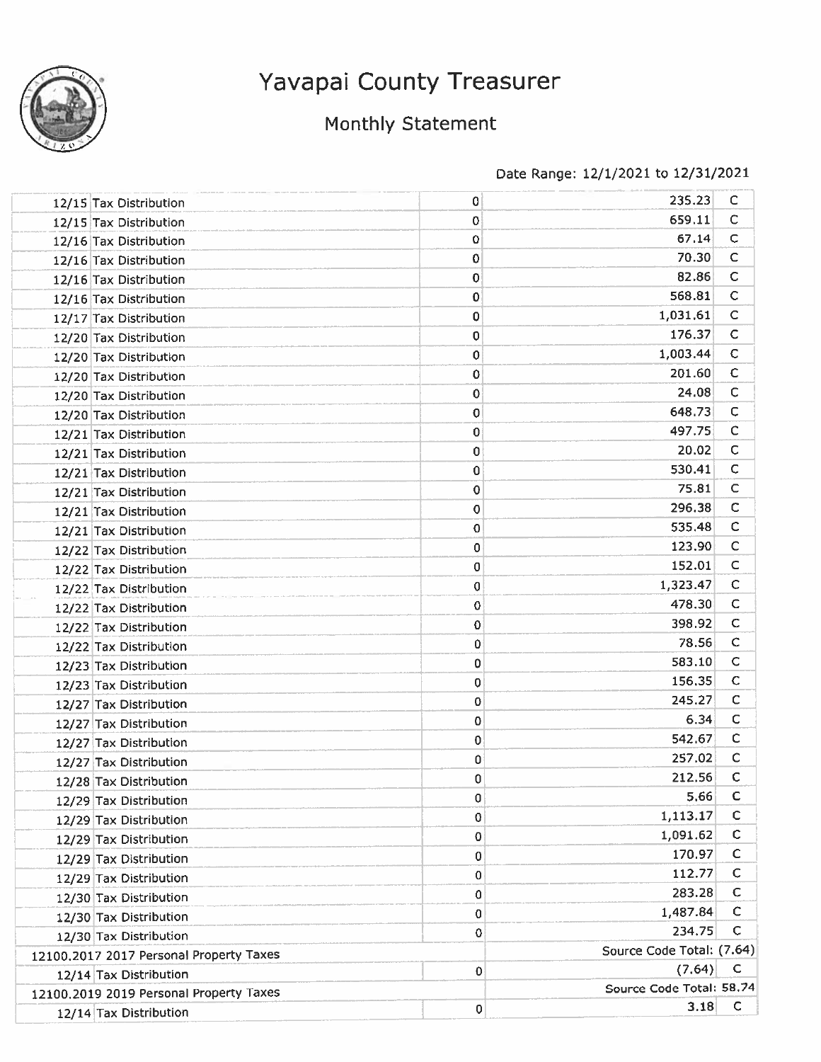# Yavapai County Treasurer

## Monthly Statement

Date Range: 12/1/2021 to 12/31/2021

| | | | | |
|---|---|---|---|---|
| 12/15 | Tax Distribution | 0 | 235.23 | C |
| 12/15 | Tax Distribution | 0 | 659.11 | C |
| 12/16 | Tax Distribution | 0 | 67.14 | C |
| 12/16 | Tax Distribution | 0 | 70.30 | C |
| 12/16 | Tax Distribution | 0 | 82.86 | C |
| 12/16 | Tax Distribution | 0 | 568.81 | C |
| 12/17 | Tax Distribution | 0 | 1,031.61 | C |
| 12/20 | Tax Distribution | 0 | 176.37 | C |
| 12/20 | Tax Distribution | 0 | 1,003.44 | C |
| 12/20 | Tax Distribution | 0 | 201.60 | C |
| 12/20 | Tax Distribution | 0 | 24.08 | C |
| 12/20 | Tax Distribution | 0 | 648.73 | C |
| 12/21 | Tax Distribution | 0 | 497.75 | C |
| 12/21 | Tax Distribution | 0 | 20.02 | C |
| 12/21 | Tax Distribution | 0 | 530.41 | C |
| 12/21 | Tax Distribution | 0 | 75.81 | C |
| 12/21 | Tax Distribution | 0 | 296.38 | C |
| 12/21 | Tax Distribution | 0 | 535.48 | C |
| 12/22 | Tax Distribution | 0 | 123.90 | C |
| 12/22 | Tax Distribution | 0 | 152.01 | C |
| 12/22 | Tax Distribution | 0 | 1,323.47 | C |
| 12/22 | Tax Distribution | 0 | 478.30 | C |
| 12/22 | Tax Distribution | 0 | 398.92 | C |
| 12/22 | Tax Distribution | 0 | 78.56 | C |
| 12/23 | Tax Distribution | 0 | 583.10 | C |
| 12/23 | Tax Distribution | 0 | 156.35 | C |
| 12/27 | Tax Distribution | 0 | 245.27 | C |
| 12/27 | Tax Distribution | 0 | 6.34 | C |
| 12/27 | Tax Distribution | 0 | 542.67 | C |
| 12/27 | Tax Distribution | 0 | 257.02 | C |
| 12/28 | Tax Distribution | 0 | 212.56 | C |
| 12/29 | Tax Distribution | 0 | 5.66 | C |
| 12/29 | Tax Distribution | 0 | 1,113.17 | C |
| 12/29 | Tax Distribution | 0 | 1,091.62 | C |
| 12/29 | Tax Distribution | 0 | 170.97 | C |
| 12/29 | Tax Distribution | 0 | 112.77 | C |
| 12/30 | Tax Distribution | 0 | 283.28 | C |
| 12/30 | Tax Distribution | 0 | 1,487.84 | C |
| 12/30 | Tax Distribution | 0 | 234.75 | C |
| 12100.2017 2017 Personal Property Taxes | | | Source Code Total: (7.64) | |
| 12/14 | Tax Distribution | 0 | (7.64) | C |
| 12100.2019 2019 Personal Property Taxes | | | Source Code Total: 58.74 | |
| 12/14 | Tax Distribution | 0 | 3.18 | C |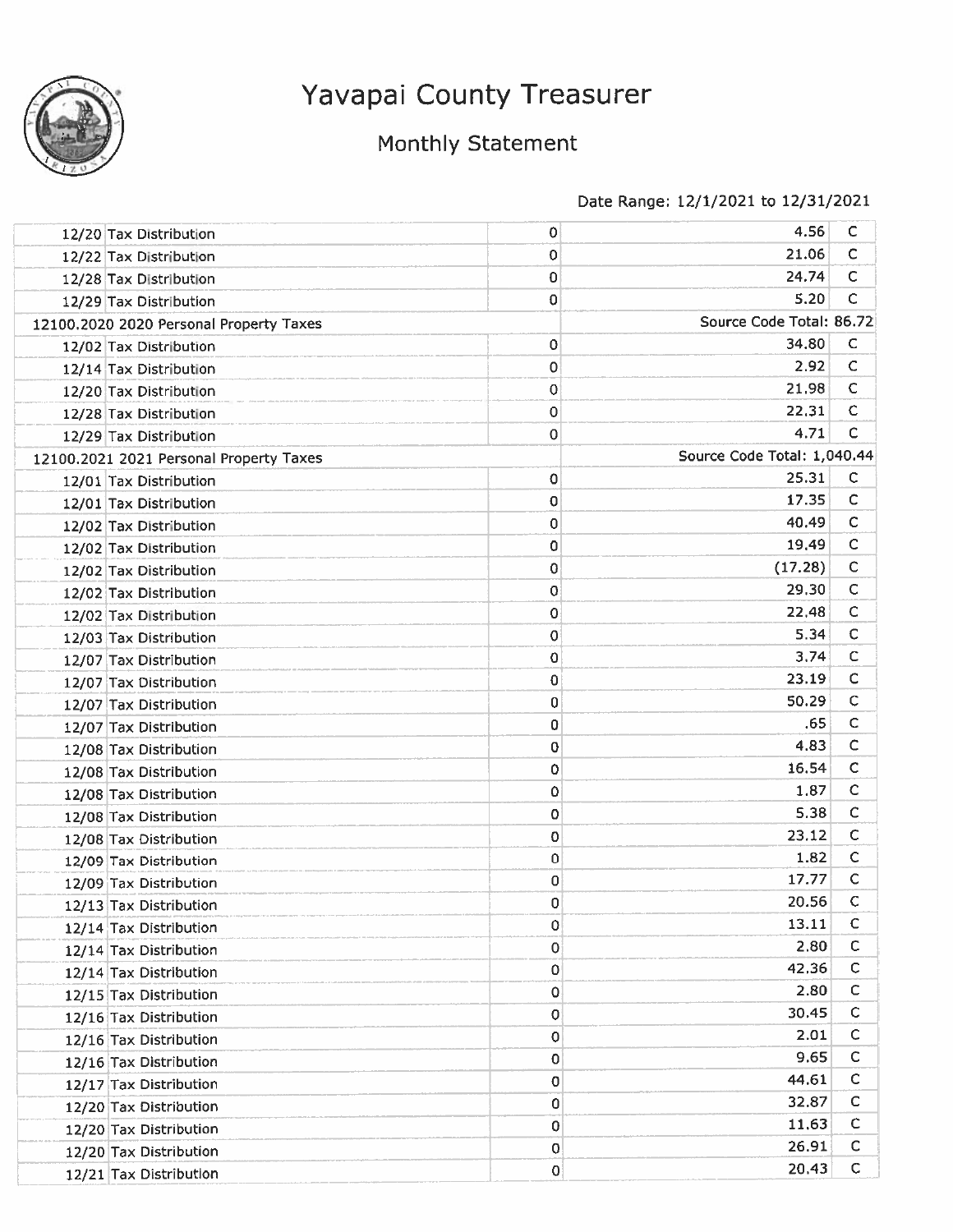# Yavapai County Treasurer

## Monthly Statement

Date Range: 12/1/2021 to 12/31/2021

| | | | | |
|---|---|---|---|---|
| 12/20 | Tax Distribution | 0 | 4.56 | C |
| 12/22 | Tax Distribution | 0 | 21.06 | C |
| 12/28 | Tax Distribution | 0 | 24.74 | C |
| 12/29 | Tax Distribution | 0 | 5.20 | C |
| 12100.2020 2020 Personal Property Taxes | | | Source Code Total: 86.72 | |
| 12/02 | Tax Distribution | 0 | 34.80 | C |
| 12/14 | Tax Distribution | 0 | 2.92 | C |
| 12/20 | Tax Distribution | 0 | 21.98 | C |
| 12/28 | Tax Distribution | 0 | 22.31 | C |
| 12/29 | Tax Distribution | 0 | 4.71 | C |
| 12100.2021 2021 Personal Property Taxes | | | Source Code Total: 1,040.44 | |
| 12/01 | Tax Distribution | 0 | 25.31 | C |
| 12/01 | Tax Distribution | 0 | 17.35 | C |
| 12/02 | Tax Distribution | 0 | 40.49 | C |
| 12/02 | Tax Distribution | 0 | 19.49 | C |
| 12/02 | Tax Distribution | 0 | (17.28) | C |
| 12/02 | Tax Distribution | 0 | 29.30 | C |
| 12/02 | Tax Distribution | 0 | 22.48 | C |
| 12/03 | Tax Distribution | 0 | 5.34 | C |
| 12/07 | Tax Distribution | 0 | 3.74 | C |
| 12/07 | Tax Distribution | 0 | 23.19 | C |
| 12/07 | Tax Distribution | 0 | 50.29 | C |
| 12/07 | Tax Distribution | 0 | .65 | C |
| 12/08 | Tax Distribution | 0 | 4.83 | C |
| 12/08 | Tax Distribution | 0 | 16.54 | C |
| 12/08 | Tax Distribution | 0 | 1.87 | C |
| 12/08 | Tax Distribution | 0 | 5.38 | C |
| 12/08 | Tax Distribution | 0 | 23.12 | C |
| 12/09 | Tax Distribution | 0 | 1.82 | C |
| 12/09 | Tax Distribution | 0 | 17.77 | C |
| 12/13 | Tax Distribution | 0 | 20.56 | C |
| 12/14 | Tax Distribution | 0 | 13.11 | C |
| 12/14 | Tax Distribution | 0 | 2.80 | C |
| 12/14 | Tax Distribution | 0 | 42.36 | C |
| 12/15 | Tax Distribution | 0 | 2.80 | C |
| 12/16 | Tax Distribution | 0 | 30.45 | C |
| 12/16 | Tax Distribution | 0 | 2.01 | C |
| 12/16 | Tax Distribution | 0 | 9.65 | C |
| 12/17 | Tax Distribution | 0 | 44.61 | C |
| 12/20 | Tax Distribution | 0 | 32.87 | C |
| 12/20 | Tax Distribution | 0 | 11.63 | C |
| 12/20 | Tax Distribution | 0 | 26.91 | C |
| 12/21 | Tax Distribution | 0 | 20.43 | C |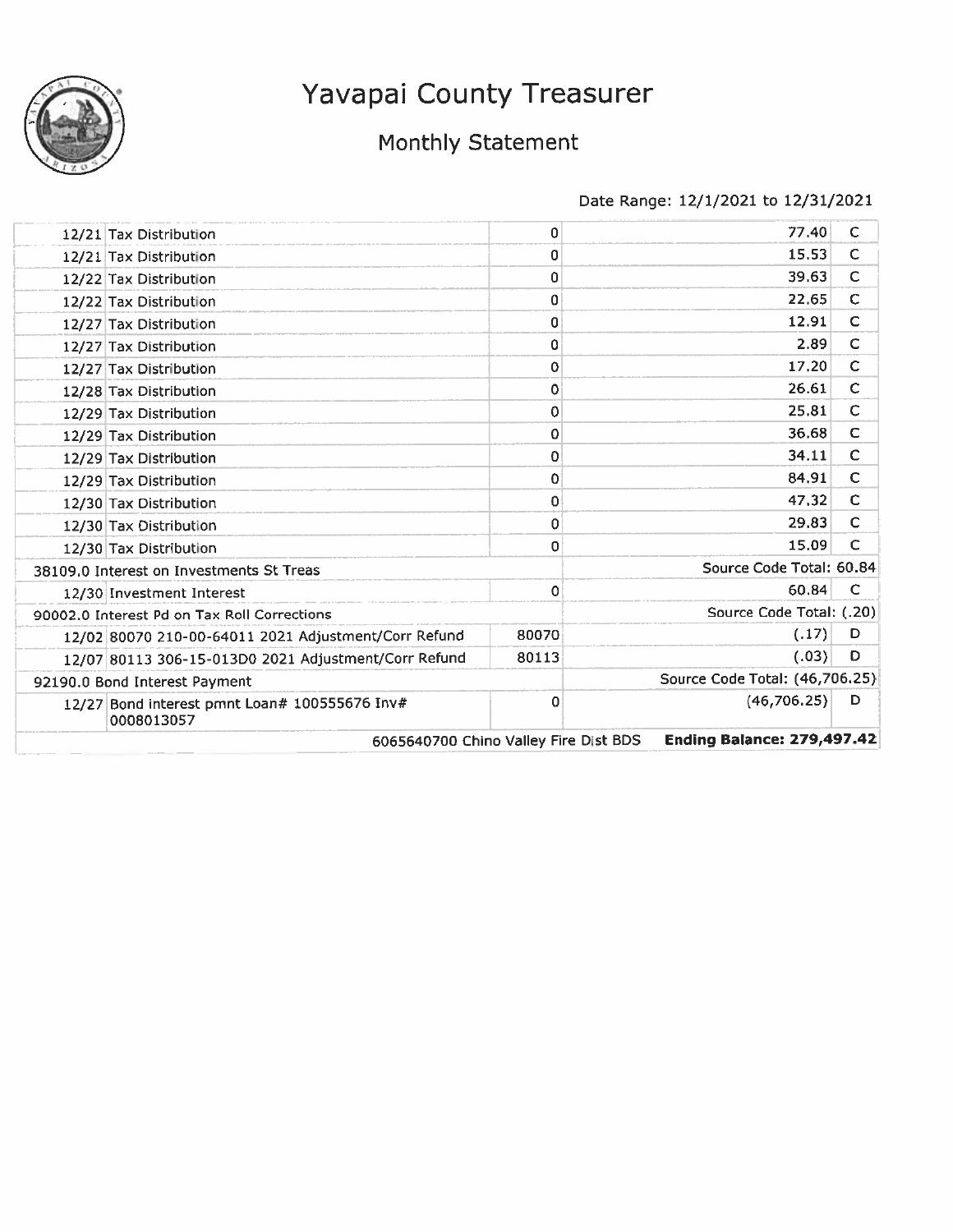# Yavapai County Treasurer

## Monthly Statement

Date Range: 12/1/2021 to 12/31/2021

| | | | | |
|---|---|---|---|---|
| 12/21 | Tax Distribution | 0 | 77.40 | C |
| 12/21 | Tax Distribution | 0 | 15.53 | C |
| 12/22 | Tax Distribution | 0 | 39.63 | C |
| 12/22 | Tax Distribution | 0 | 22.65 | C |
| 12/27 | Tax Distribution | 0 | 12.91 | C |
| 12/27 | Tax Distribution | 0 | 2.89 | C |
| 12/27 | Tax Distribution | 0 | 17.20 | C |
| 12/28 | Tax Distribution | 0 | 26.61 | C |
| 12/29 | Tax Distribution | 0 | 25.81 | C |
| 12/29 | Tax Distribution | 0 | 36.68 | C |
| 12/29 | Tax Distribution | 0 | 34.11 | C |
| 12/29 | Tax Distribution | 0 | 84.91 | C |
| 12/30 | Tax Distribution | 0 | 47.32 | C |
| 12/30 | Tax Distribution | 0 | 29.83 | C |
| 12/30 | Tax Distribution | 0 | 15.09 | C |
| 38109.0 Interest on Investments St Treas | | | Source Code Total: 60.84 | |
| 12/30 | Investment Interest | 0 | 60.84 | C |
| 90002.0 Interest Pd on Tax Roll Corrections | | | Source Code Total: (.20) | |
| 12/02 | 80070 210-00-64011 2021 Adjustment/Corr Refund | 80070 | (.17) | D |
| 12/07 | 80113 306-15-013D0 2021 Adjustment/Corr Refund | 80113 | (.03) | D |
| 92190.0 Bond Interest Payment | | | Source Code Total: (46,706.25) | |
| 12/27 | Bond interest pmnt Loan# 100555676 Inv# 0008013057 | 0 | (46,706.25) | D |
| | | 6065640700 Chino Valley Fire Dist BDS | **Ending Balance: 279,497.42** | |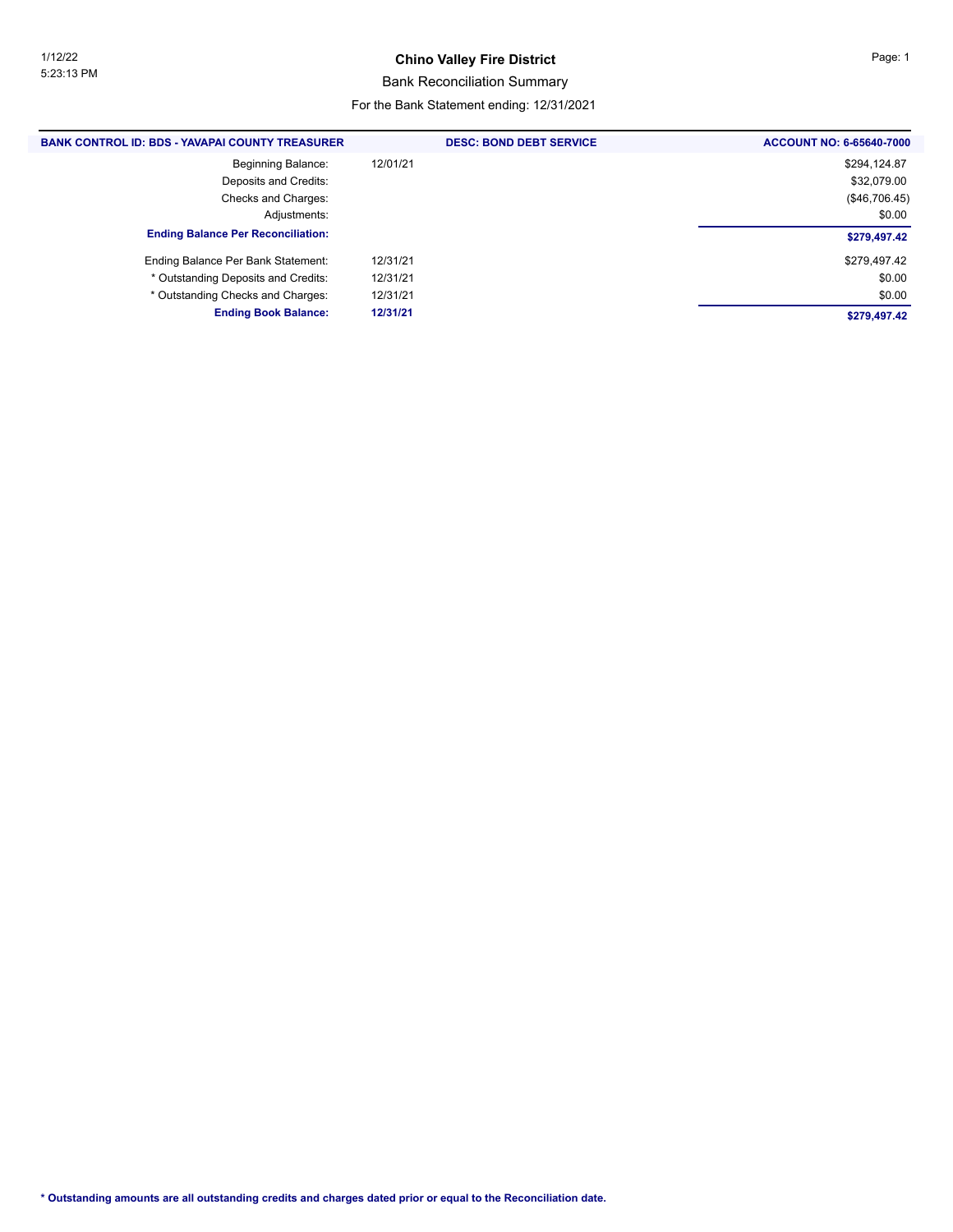# Chino Valley Fire District

## Bank Reconciliation Summary

For the Bank Statement ending: 12/31/2021

1/12/22
5:23:13 PM

| BANK CONTROL ID: BDS - YAVAPAI COUNTY TREASURER | DESC: BOND DEBT SERVICE | ACCOUNT NO: 6-65640-7000 |
|---|---|---|
| Beginning Balance: | 12/01/21 | $294,124.87 |
| Deposits and Credits: | | $32,079.00 |
| Checks and Charges: | | ($46,706.45) |
| Adjustments: | | $0.00 |
| **Ending Balance Per Reconciliation:** | | **$279,497.42** |
| Ending Balance Per Bank Statement: | 12/31/21 | $279,497.42 |
| * Outstanding Deposits and Credits: | 12/31/21 | $0.00 |
| * Outstanding Checks and Charges: | 12/31/21 | $0.00 |
| **Ending Book Balance:** | **12/31/21** | **$279,497.42** |

**\* Outstanding amounts are all outstanding credits and charges dated prior or equal to the Reconciliation date.**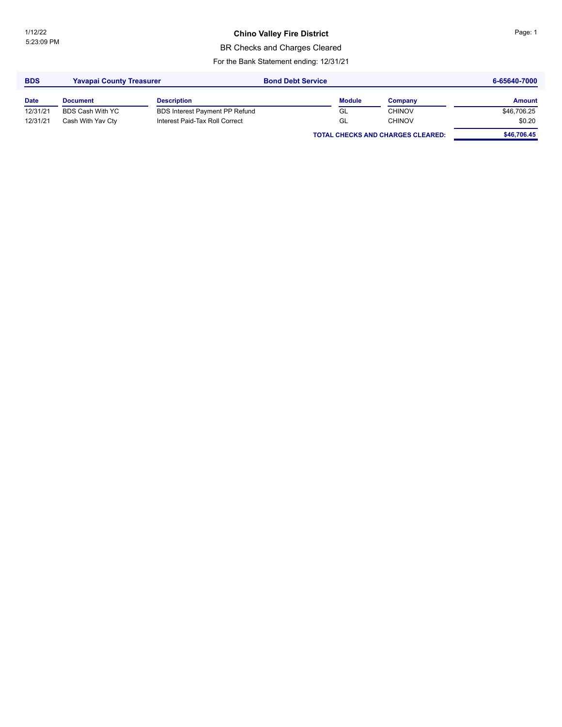1/12/22
5:23:09 PM

# Chino Valley Fire District

## BR Checks and Charges Cleared

For the Bank Statement ending: 12/31/21

**BDS** | **Yavapai County Treasurer** | **Bond Debt Service** | **6-65640-7000**

| Date | Document | Description | Module | Company | Amount |
|---|---|---|---|---|---|
| 12/31/21 | BDS Cash With YC | BDS Interest Payment PP Refund | GL | CHINOV | $46,706.25 |
| 12/31/21 | Cash With Yav Cty | Interest Paid-Tax Roll Correct | GL | CHINOV | $0.20 |
| | | | **TOTAL CHECKS AND CHARGES CLEARED:** | | **$46,706.45** |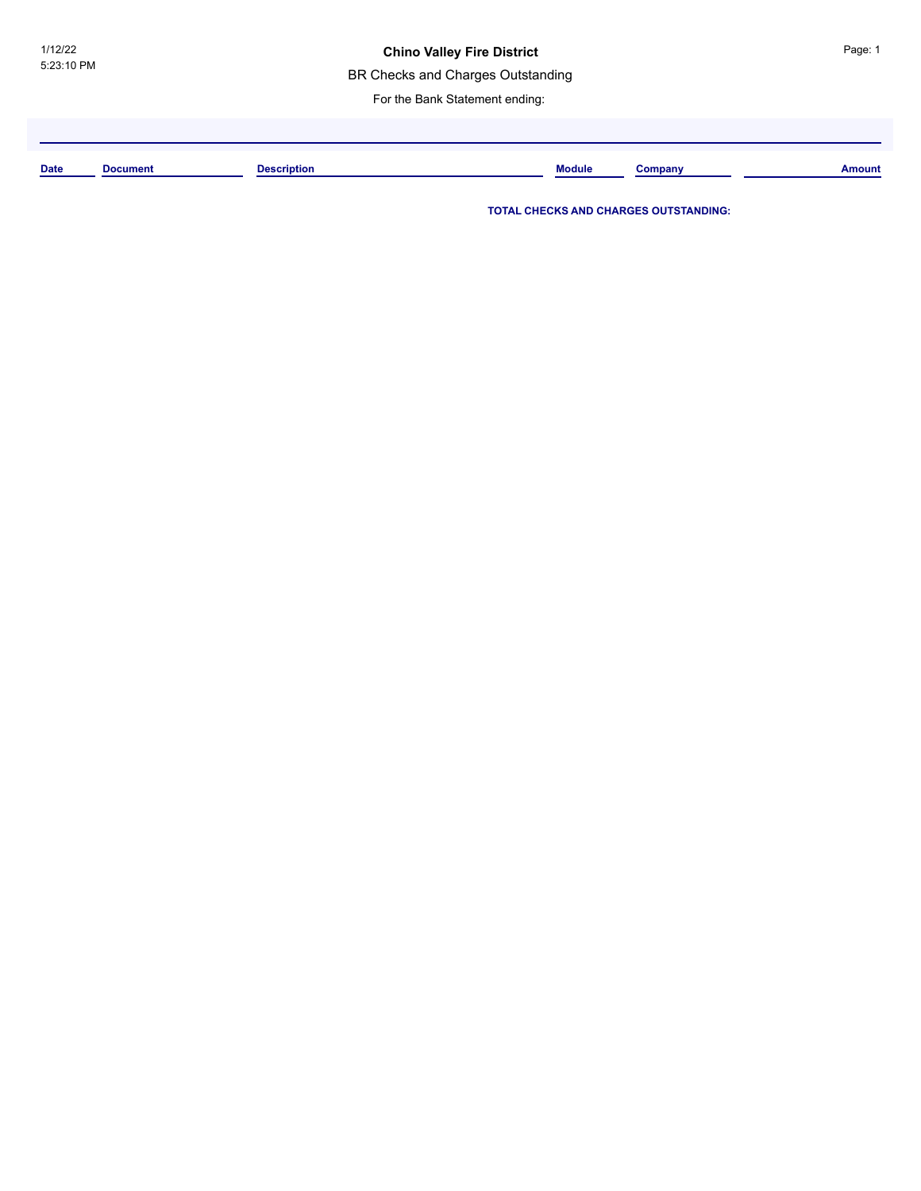1/12/22
5:23:10 PM

# Chino Valley Fire District

## BR Checks and Charges Outstanding

For the Bank Statement ending:

| Date | Document | Description | Module | Company | Amount |
| --- | --- | --- | --- | --- | --- |

**TOTAL CHECKS AND CHARGES OUTSTANDING:**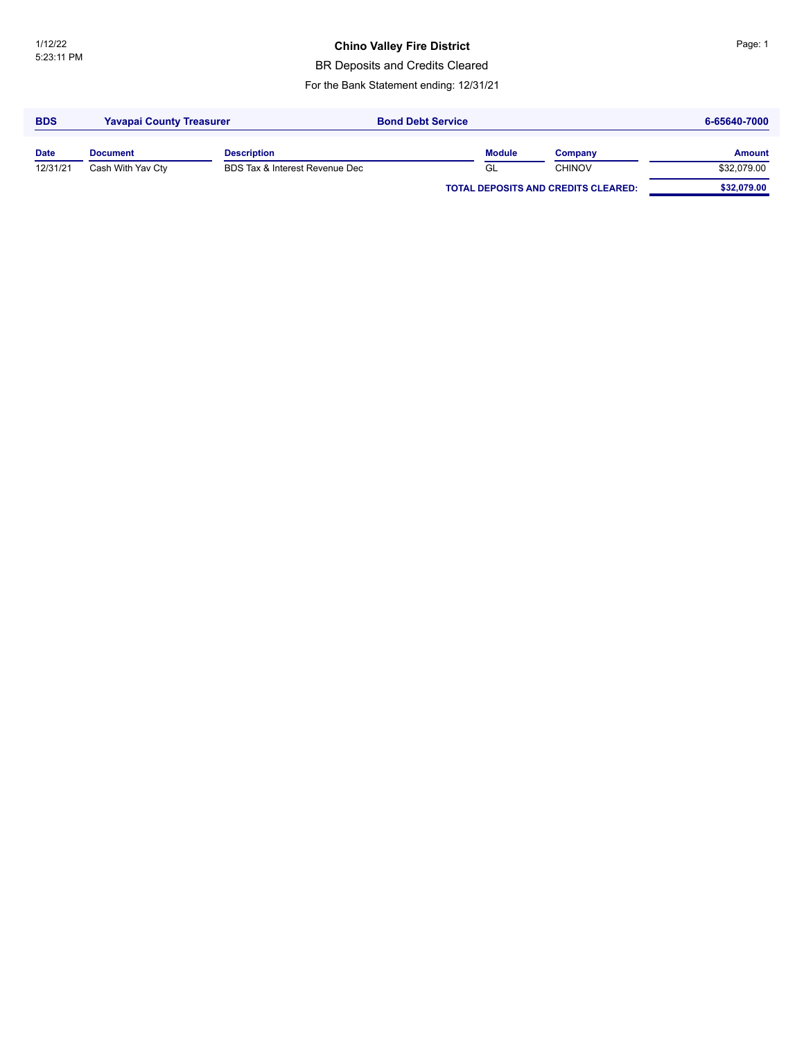1/12/22
5:23:11 PM

# Chino Valley Fire District

## BR Deposits and Credits Cleared

For the Bank Statement ending: 12/31/21

**BDS** **Yavapai County Treasurer** **Bond Debt Service** **6-65640-7000**

| Date | Document | Description | Module | Company | Amount |
|---|---|---|---|---|---|
| 12/31/21 | Cash With Yav Cty | BDS Tax & Interest Revenue Dec | GL | CHINOV | $32,079.00 |
| | | | **TOTAL DEPOSITS AND CREDITS CLEARED:** | | **$32,079.00** |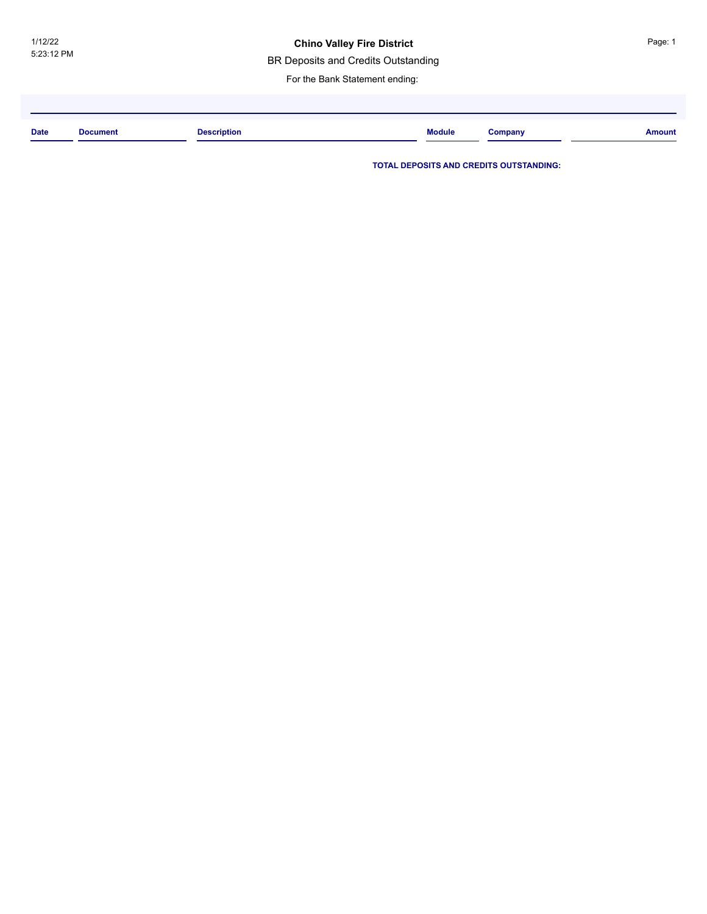1/12/22
5:23:12 PM

# Chino Valley Fire District

## BR Deposits and Credits Outstanding

For the Bank Statement ending:

| Date | Document | Description | Module | Company | Amount |
|---|---|---|---|---|---|

**TOTAL DEPOSITS AND CREDITS OUTSTANDING:**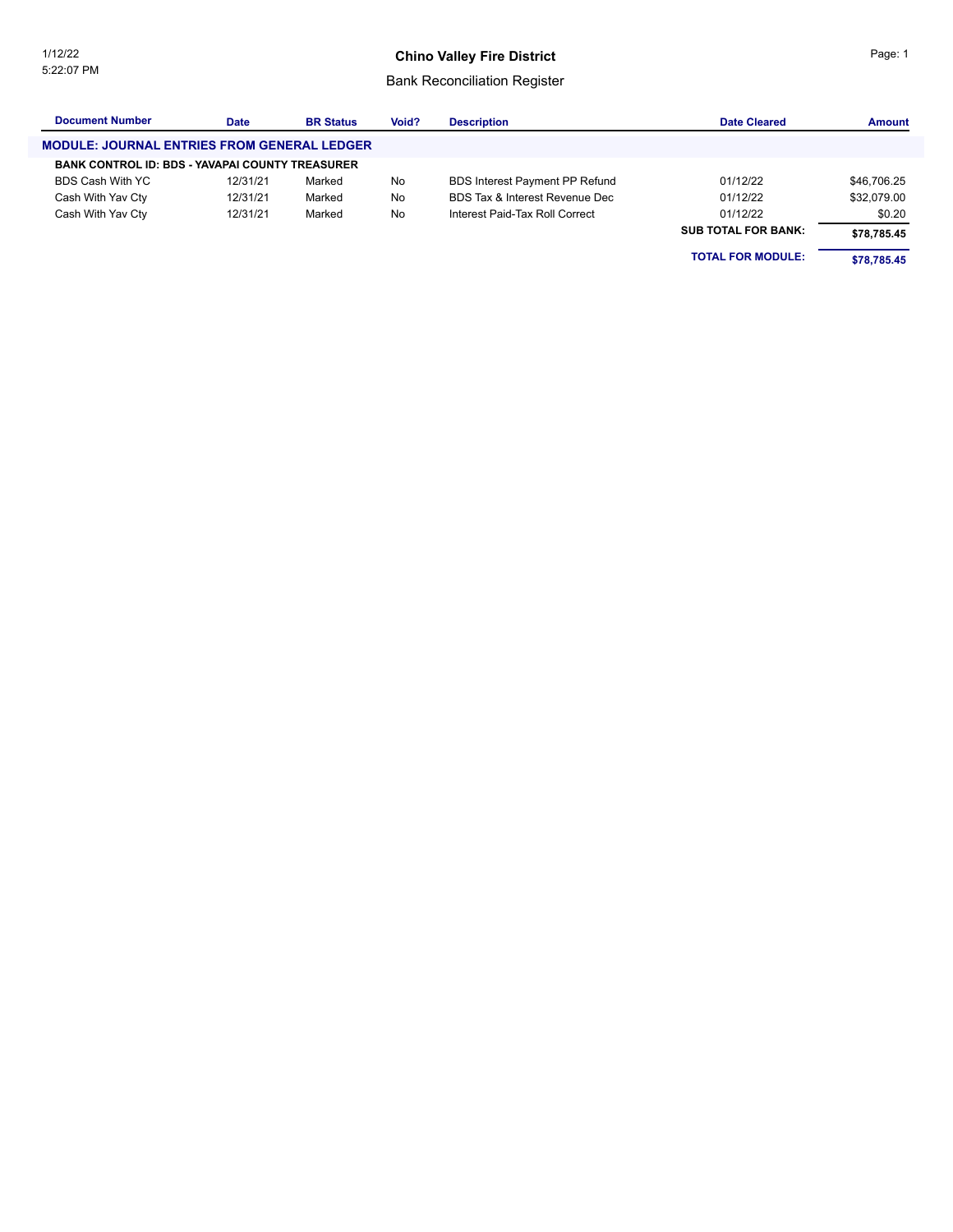# Chino Valley Fire District

## Bank Reconciliation Register

| Document Number | Date | BR Status | Void? | Description | Date Cleared | Amount |
|---|---|---|---|---|---|---|
| **MODULE: JOURNAL ENTRIES FROM GENERAL LEDGER** | | | | | | |
| **BANK CONTROL ID: BDS - YAVAPAI COUNTY TREASURER** | | | | | | |
| BDS Cash With YC | 12/31/21 | Marked | No | BDS Interest Payment PP Refund | 01/12/22 | $46,706.25 |
| Cash With Yav Cty | 12/31/21 | Marked | No | BDS Tax & Interest Revenue Dec | 01/12/22 | $32,079.00 |
| Cash With Yav Cty | 12/31/21 | Marked | No | Interest Paid-Tax Roll Correct | 01/12/22 | $0.20 |
| | | | | | **SUB TOTAL FOR BANK:** | **$78,785.45** |
| | | | | | **TOTAL FOR MODULE:** | **$78,785.45** |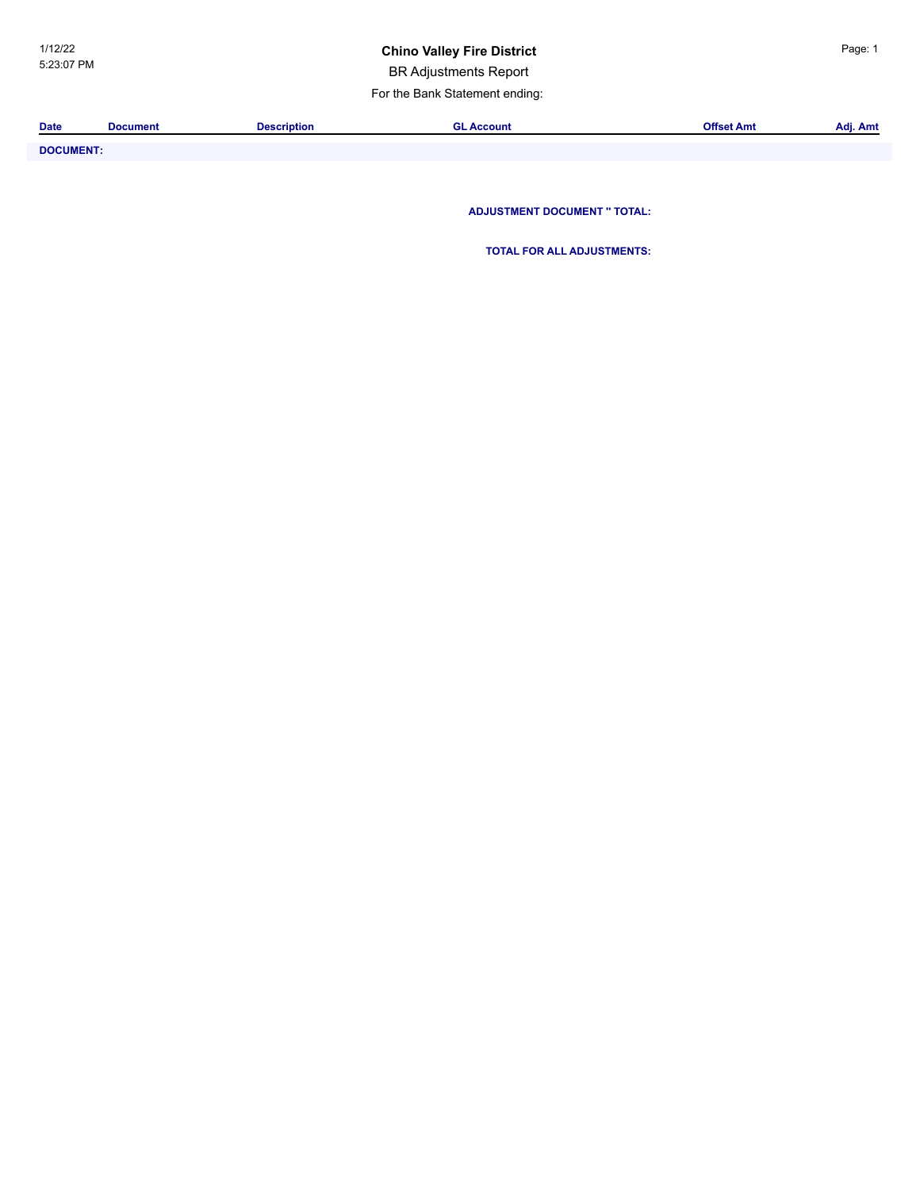**Chino Valley Fire District**

BR Adjustments Report

For the Bank Statement ending:

| Date | Document | Description | GL Account | Offset Amt | Adj. Amt |
|---|---|---|---|---|---|
| **DOCUMENT:** | | | | | |
| | | | **ADJUSTMENT DOCUMENT '' TOTAL:** | | |
| | | | **TOTAL FOR ALL ADJUSTMENTS:** | | |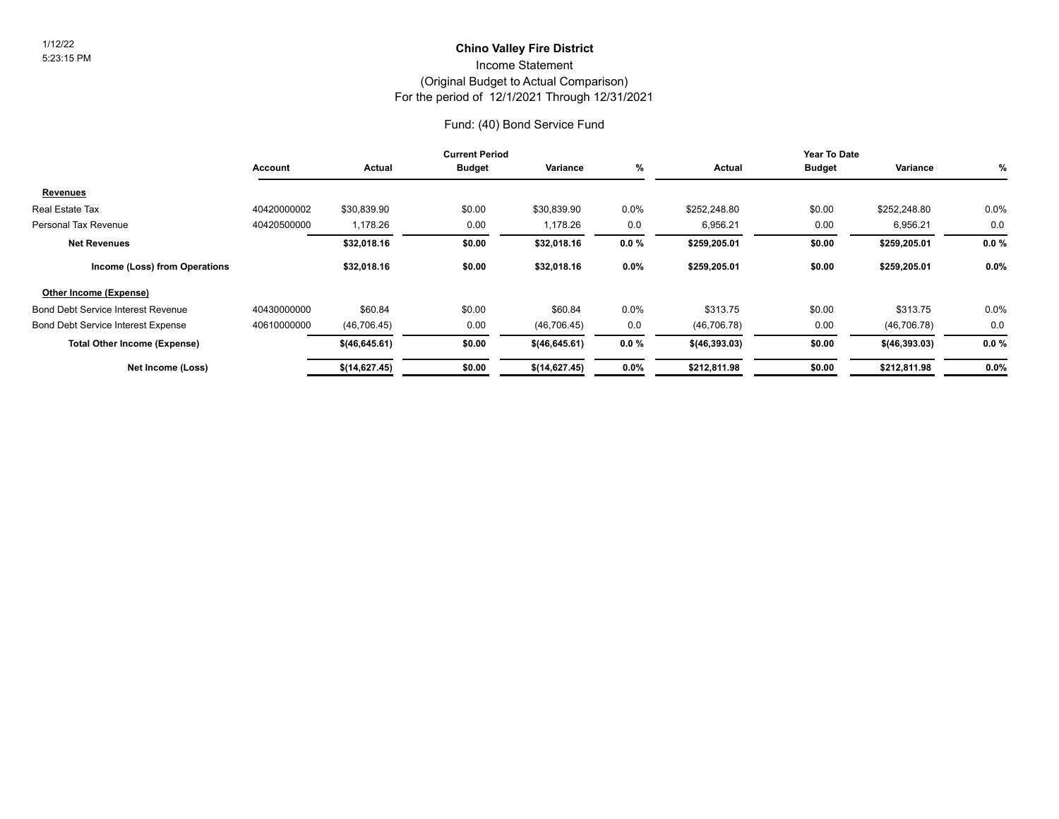1/12/22
5:23:15 PM

# Chino Valley Fire District

## Income Statement

## (Original Budget to Actual Comparison)

## For the period of 12/1/2021 Through 12/31/2021

### Fund: (40) Bond Service Fund

| | Account | Current Period | | | | Year To Date | | | |
|---|---|---|---|---|---|---|---|---|---|
| | | **Actual** | **Budget** | **Variance** | **%** | **Actual** | **Budget** | **Variance** | **%** |
| **Revenues** | | | | | | | | | |
| Real Estate Tax | 40420000002 | $30,839.90 | $0.00 | $30,839.90 | 0.0% | $252,248.80 | $0.00 | $252,248.80 | 0.0% |
| Personal Tax Revenue | 40420500000 | 1,178.26 | 0.00 | 1,178.26 | 0.0 | 6,956.21 | 0.00 | 6,956.21 | 0.0 |
| **Net Revenues** | | **$32,018.16** | **$0.00** | **$32,018.16** | **0.0 %** | **$259,205.01** | **$0.00** | **$259,205.01** | **0.0 %** |
| **Income (Loss) from Operations** | | **$32,018.16** | **$0.00** | **$32,018.16** | **0.0%** | **$259,205.01** | **$0.00** | **$259,205.01** | **0.0%** |
| **Other Income (Expense)** | | | | | | | | | |
| Bond Debt Service Interest Revenue | 40430000000 | $60.84 | $0.00 | $60.84 | 0.0% | $313.75 | $0.00 | $313.75 | 0.0% |
| Bond Debt Service Interest Expense | 40610000000 | (46,706.45) | 0.00 | (46,706.45) | 0.0 | (46,706.78) | 0.00 | (46,706.78) | 0.0 |
| **Total Other Income (Expense)** | | **$(46,645.61)** | **$0.00** | **$(46,645.61)** | **0.0 %** | **$(46,393.03)** | **$0.00** | **$(46,393.03)** | **0.0 %** |
| **Net Income (Loss)** | | **$(14,627.45)** | **$0.00** | **$(14,627.45)** | **0.0%** | **$212,811.98** | **$0.00** | **$212,811.98** | **0.0%** |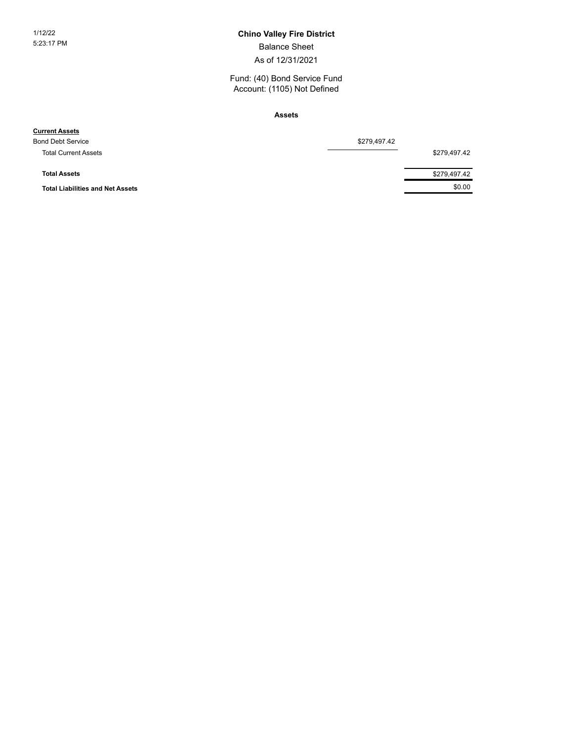1/12/22
5:23:17 PM

# Chino Valley Fire District

## Balance Sheet

As of 12/31/2021

Fund: (40) Bond Service Fund
Account: (1105) Not Defined

### Assets

| | | |
|---|---|---|
| **Current Assets** | | |
| Bond Debt Service | $279,497.42 | |
| Total Current Assets | | $279,497.42 |
| **Total Assets** | | $279,497.42 |
| **Total Liabilities and Net Assets** | | $0.00 |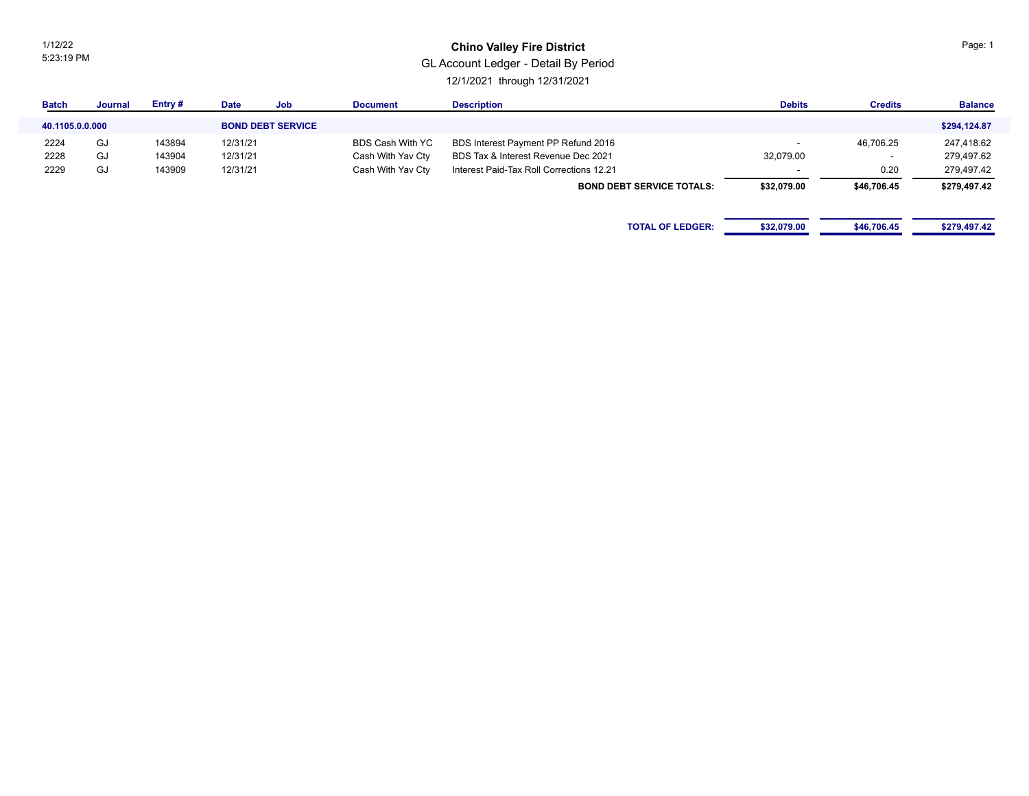1/12/22
5:23:19 PM

# Chino Valley Fire District

## GL Account Ledger - Detail By Period

12/1/2021 through 12/31/2021

| Batch | Journal | Entry # | Date | Job | Document | Description | Debits | Credits | Balance |
|---|---|---|---|---|---|---|---|---|---|
| **40.1105.0.0.000** | | | **BOND DEBT SERVICE** | | | | | | **$294,124.87** |
| 2224 | GJ | 143894 | 12/31/21 | | BDS Cash With YC | BDS Interest Payment PP Refund 2016 | - | 46,706.25 | 247,418.62 |
| 2228 | GJ | 143904 | 12/31/21 | | Cash With Yav Cty | BDS Tax & Interest Revenue Dec 2021 | 32,079.00 | - | 279,497.62 |
| 2229 | GJ | 143909 | 12/31/21 | | Cash With Yav Cty | Interest Paid-Tax Roll Corrections 12.21 | - | 0.20 | 279,497.42 |
| | | | | | | **BOND DEBT SERVICE TOTALS:** | **$32,079.00** | **$46,706.45** | **$279,497.42** |
| | | | | | | **TOTAL OF LEDGER:** | **$32,079.00** | **$46,706.45** | **$279,497.42** |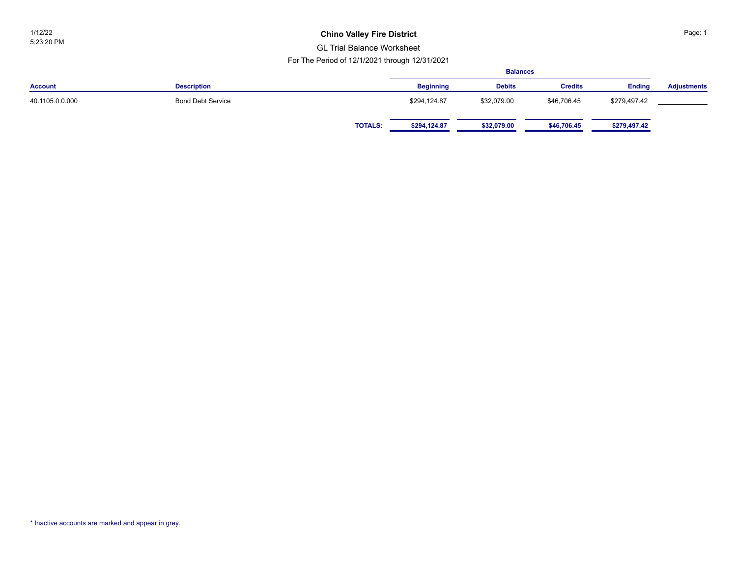# Chino Valley Fire District

## GL Trial Balance Worksheet

For The Period of 12/1/2021 through 12/31/2021

| Account | Description | Beginning | Debits | Credits | Ending | Adjustments |
|---|---|---|---|---|---|---|
| | | Balances | | | | |
| 40.1105.0.0.000 | Bond Debt Service | $294,124.87 | $32,079.00 | $46,706.45 | $279,497.42 | |
| | **TOTALS:** | **$294,124.87** | **$32,079.00** | **$46,706.45** | **$279,497.42** | |

* Inactive accounts are marked and appear in grey.